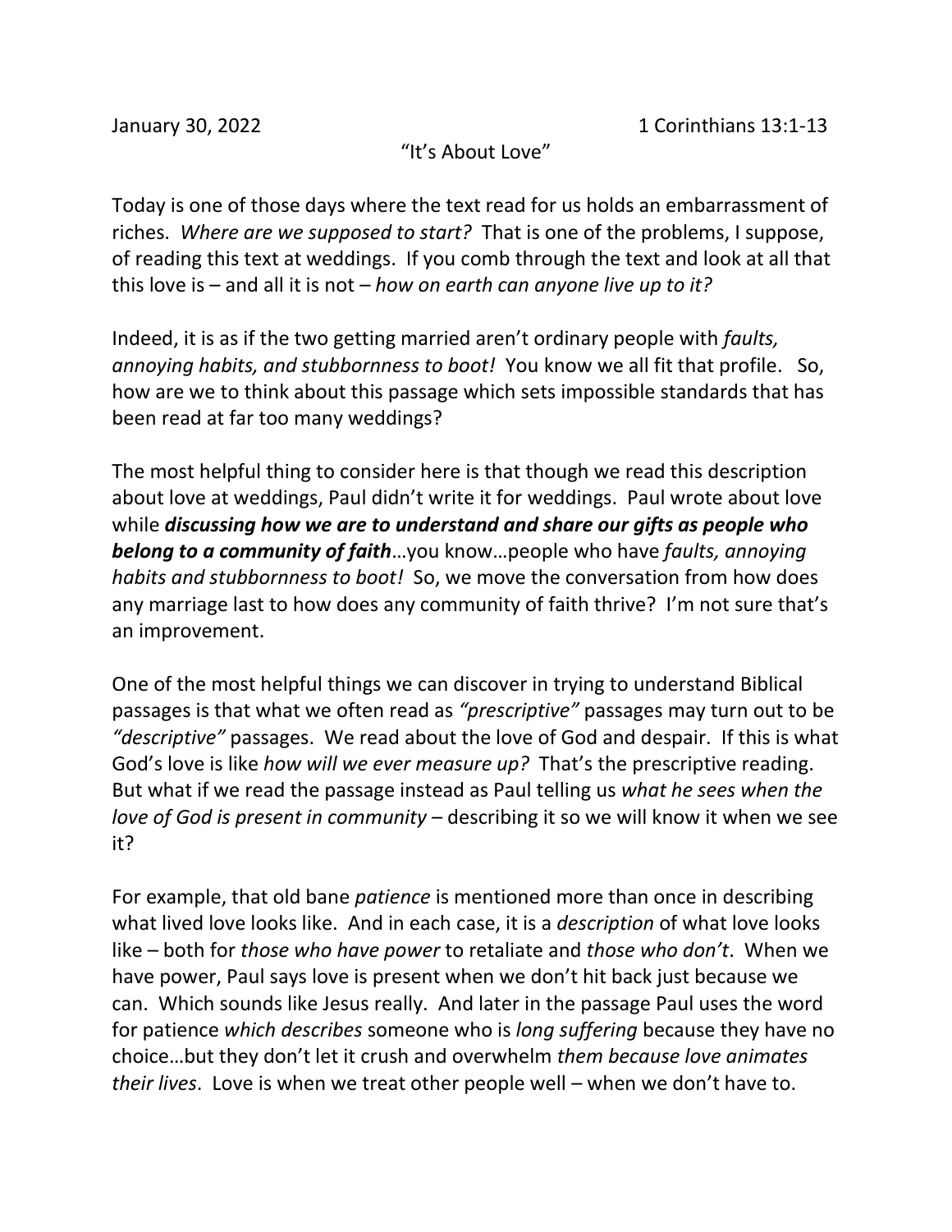January 30, 2022 1 Corinthians 13:1-13

"It's About Love"

Today is one of those days where the text read for us holds an embarrassment of riches. *Where are we supposed to start?* That is one of the problems, I suppose, of reading this text at weddings. If you comb through the text and look at all that this love is – and all it is not – *how on earth can anyone live up to it?*

Indeed, it is as if the two getting married aren't ordinary people with *faults, annoying habits, and stubbornness to boot!* You know we all fit that profile. So, how are we to think about this passage which sets impossible standards that has been read at far too many weddings?

The most helpful thing to consider here is that though we read this description about love at weddings, Paul didn't write it for weddings. Paul wrote about love while ***discussing how we are to understand and share our gifts as people who belong to a community of faith***…you know…people who have *faults, annoying habits and stubbornness to boot!* So, we move the conversation from how does any marriage last to how does any community of faith thrive? I'm not sure that's an improvement.

One of the most helpful things we can discover in trying to understand Biblical passages is that what we often read as *"prescriptive"* passages may turn out to be *"descriptive"* passages. We read about the love of God and despair. If this is what God's love is like *how will we ever measure up?* That's the prescriptive reading. But what if we read the passage instead as Paul telling us *what he sees when the love of God is present in community* – describing it so we will know it when we see it?

For example, that old bane *patience* is mentioned more than once in describing what lived love looks like. And in each case, it is a *description* of what love looks like – both for *those who have power* to retaliate and *those who don't*. When we have power, Paul says love is present when we don't hit back just because we can. Which sounds like Jesus really. And later in the passage Paul uses the word for patience *which describes* someone who is *long suffering* because they have no choice…but they don't let it crush and overwhelm *them because love animates their lives*. Love is when we treat other people well – when we don't have to.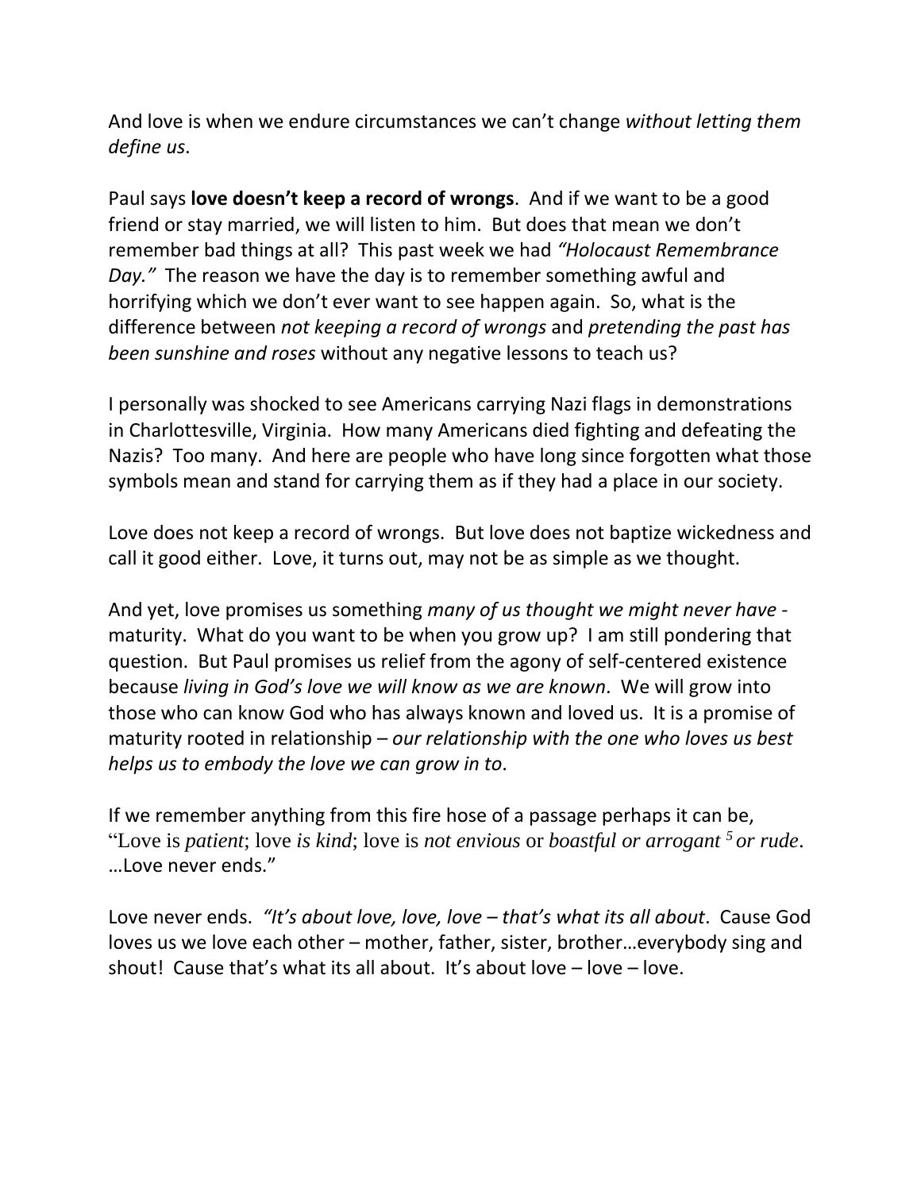And love is when we endure circumstances we can't change *without letting them define us*.

Paul says **love doesn't keep a record of wrongs**. And if we want to be a good friend or stay married, we will listen to him. But does that mean we don't remember bad things at all? This past week we had *"Holocaust Remembrance Day."* The reason we have the day is to remember something awful and horrifying which we don't ever want to see happen again. So, what is the difference between *not keeping a record of wrongs* and *pretending the past has been sunshine and roses* without any negative lessons to teach us?

I personally was shocked to see Americans carrying Nazi flags in demonstrations in Charlottesville, Virginia. How many Americans died fighting and defeating the Nazis? Too many. And here are people who have long since forgotten what those symbols mean and stand for carrying them as if they had a place in our society.

Love does not keep a record of wrongs. But love does not baptize wickedness and call it good either. Love, it turns out, may not be as simple as we thought.

And yet, love promises us something *many of us thought we might never have* - maturity. What do you want to be when you grow up? I am still pondering that question. But Paul promises us relief from the agony of self-centered existence because *living in God's love we will know as we are known*. We will grow into those who can know God who has always known and loved us. It is a promise of maturity rooted in relationship – *our relationship with the one who loves us best helps us to embody the love we can grow in to*.

If we remember anything from this fire hose of a passage perhaps it can be, "Love is *patient*; love *is kind*; love is *not envious* or *boastful or arrogant* [5] *or rude*. …Love never ends."

Love never ends. *"It's about love, love, love – that's what its all about*. Cause God loves us we love each other – mother, father, sister, brother…everybody sing and shout! Cause that's what its all about. It's about love – love – love.